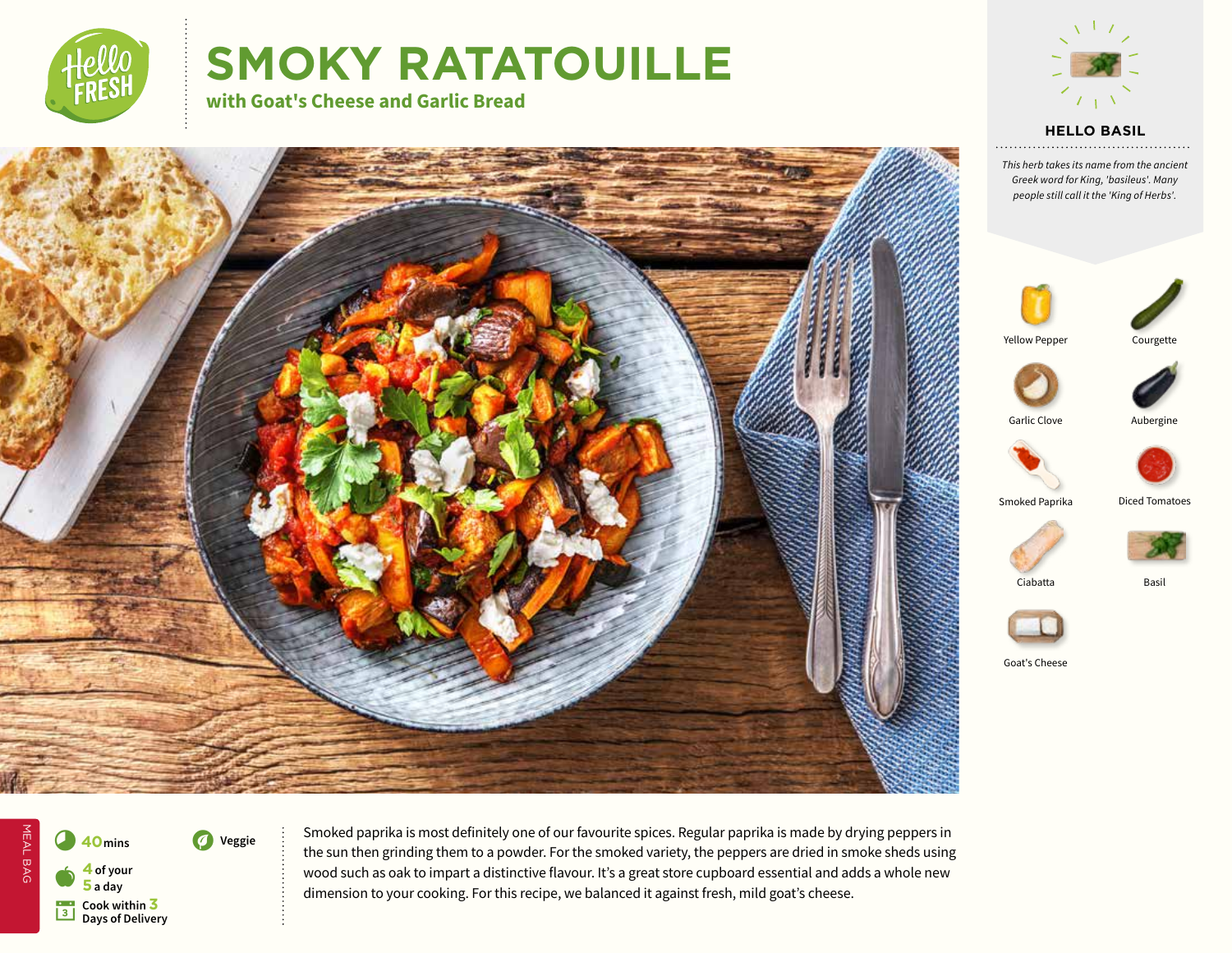# SMOKY RATATOUILLE

## with Goat's Cheese and Garlic Bread

### HELLO BASIL

*This herb takes its name from the ancient Greek word for King, 'basileus'. Many people still call it the 'King of Herbs'.*

- Yellow Pepper
- Courgette
- Garlic Clove
- Aubergine
- Smoked Paprika
- Diced Tomatoes
- Ciabatta
- Basil
- Goat's Cheese

MEAL BAG

**40** mins

**4** of your **5** a day

Cook within **3** Days of Delivery

Veggie

Smoked paprika is most definitely one of our favourite spices. Regular paprika is made by drying peppers in the sun then grinding them to a powder. For the smoked variety, the peppers are dried in smoke sheds using wood such as oak to impart a distinctive flavour. It's a great store cupboard essential and adds a whole new dimension to your cooking. For this recipe, we balanced it against fresh, mild goat's cheese.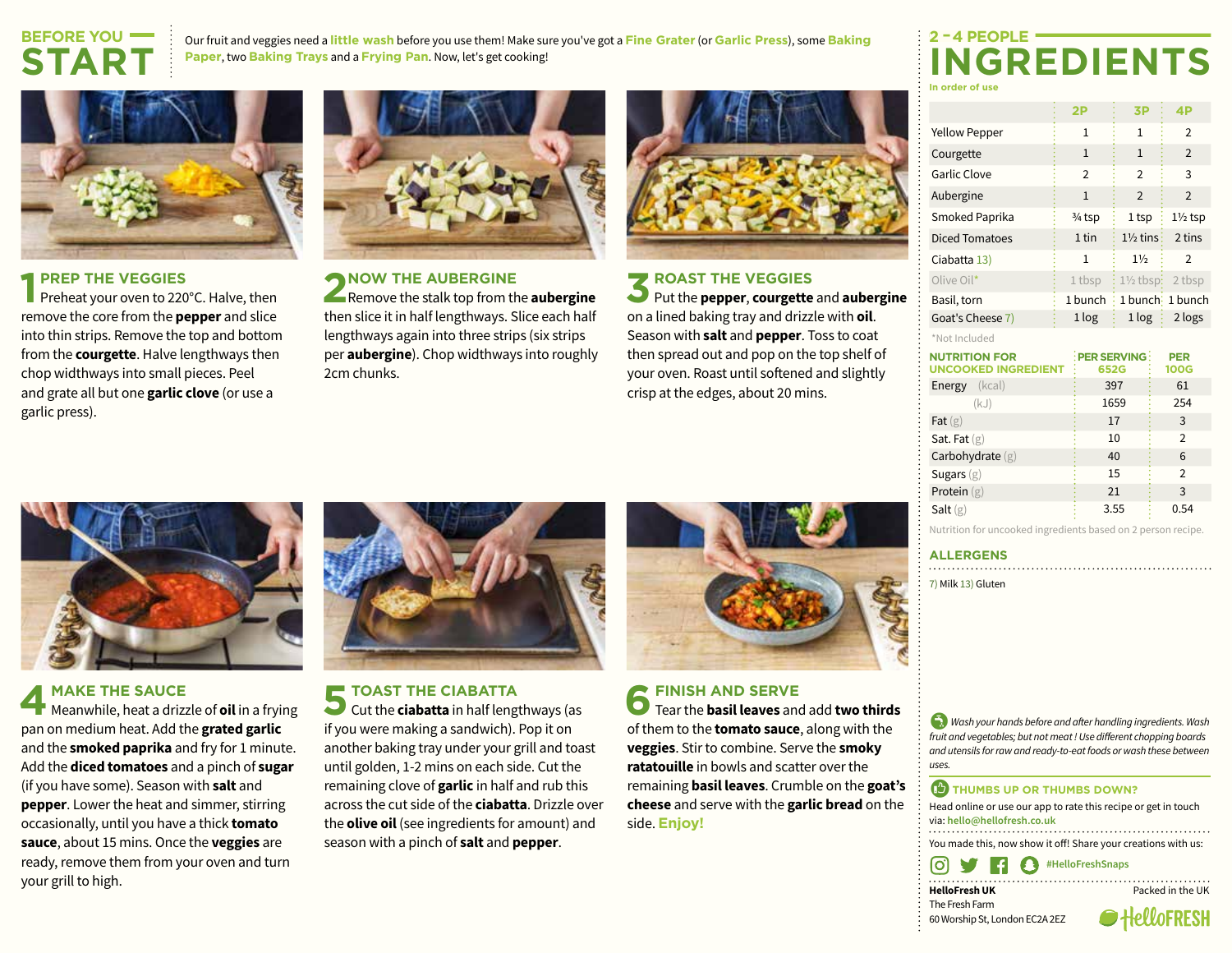## BEFORE YOU START

Our fruit and veggies need a **little wash** before you use them! Make sure you've got a **Fine Grater** (or **Garlic Press**), some **Baking Paper**, two **Baking Trays** and a **Frying Pan**. Now, let's get cooking!

### 1 PREP THE VEGGIES

Preheat your oven to 220°C. Halve, then remove the core from the **pepper** and slice into thin strips. Remove the top and bottom from the **courgette**. Halve lengthways then chop widthways into small pieces. Peel and grate all but one **garlic clove** (or use a garlic press).

### 2 NOW THE AUBERGINE

Remove the stalk top from the **aubergine** then slice it in half lengthways. Slice each half lengthways again into three strips (six strips per **aubergine**). Chop widthways into roughly 2cm chunks.

### 3 ROAST THE VEGGIES

Put the **pepper**, **courgette** and **aubergine** on a lined baking tray and drizzle with **oil**. Season with **salt** and **pepper**. Toss to coat then spread out and pop on the top shelf of your oven. Roast until softened and slightly crisp at the edges, about 20 mins.

### 4 MAKE THE SAUCE

Meanwhile, heat a drizzle of **oil** in a frying pan on medium heat. Add the **grated garlic** and the **smoked paprika** and fry for 1 minute. Add the **diced tomatoes** and a pinch of **sugar** (if you have some). Season with **salt** and **pepper**. Lower the heat and simmer, stirring occasionally, until you have a thick **tomato sauce**, about 15 mins. Once the **veggies** are ready, remove them from your oven and turn your grill to high.

### 5 TOAST THE CIABATTA

Cut the **ciabatta** in half lengthways (as if you were making a sandwich). Pop it on another baking tray under your grill and toast until golden, 1-2 mins on each side. Cut the remaining clove of **garlic** in half and rub this across the cut side of the **ciabatta**. Drizzle over the **olive oil** (see ingredients for amount) and season with a pinch of **salt** and **pepper**.

### 6 FINISH AND SERVE

Tear the **basil leaves** and add **two thirds** of them to the **tomato sauce**, along with the **veggies**. Stir to combine. Serve the **smoky ratatouille** in bowls and scatter over the remaining **basil leaves**. Crumble on the **goat's cheese** and serve with the **garlic bread** on the side. **Enjoy!**

## 2 - 4 PEOPLE INGREDIENTS

In order of use

| | 2P | 3P | 4P |
|---|---|---|---|
| Yellow Pepper | 1 | 1 | 2 |
| Courgette | 1 | 1 | 2 |
| Garlic Clove | 2 | 2 | 3 |
| Aubergine | 1 | 2 | 2 |
| Smoked Paprika | ¾ tsp | 1 tsp | 1½ tsp |
| Diced Tomatoes | 1 tin | 1½ tins | 2 tins |
| Ciabatta 13) | 1 | 1½ | 2 |
| Olive Oil* | 1 tbsp | 1½ tbsp | 2 tbsp |
| Basil, torn | 1 bunch | 1 bunch | 1 bunch |
| Goat's Cheese 7) | 1 log | 1 log | 2 logs |

*Not Included

| NUTRITION FOR UNCOOKED INGREDIENT | | PER SERVING 652G | PER 100G |
|---|---|---|---|
| Energy | (kcal) | 397 | 61 |
| | (kJ) | 1659 | 254 |
| Fat (g) | | 17 | 3 |
| Sat. Fat (g) | | 10 | 2 |
| Carbohydrate (g) | | 40 | 6 |
| Sugars (g) | | 15 | 2 |
| Protein (g) | | 21 | 3 |
| Salt (g) | | 3.55 | 0.54 |

Nutrition for uncooked ingredients based on 2 person recipe.

### ALLERGENS

7) Milk 13) Gluten

*Wash your hands before and after handling ingredients. Wash fruit and vegetables; but not meat ! Use different chopping boards and utensils for raw and ready-to-eat foods or wash these between uses.*

### THUMBS UP OR THUMBS DOWN?

Head online or use our app to rate this recipe or get in touch via: hello@hellofresh.co.uk

You made this, now show it off! Share your creations with us:

#HelloFreshSnaps

**HelloFresh UK**
The Fresh Farm
60 Worship St, London EC2A 2EZ

Packed in the UK

HelloFRESH